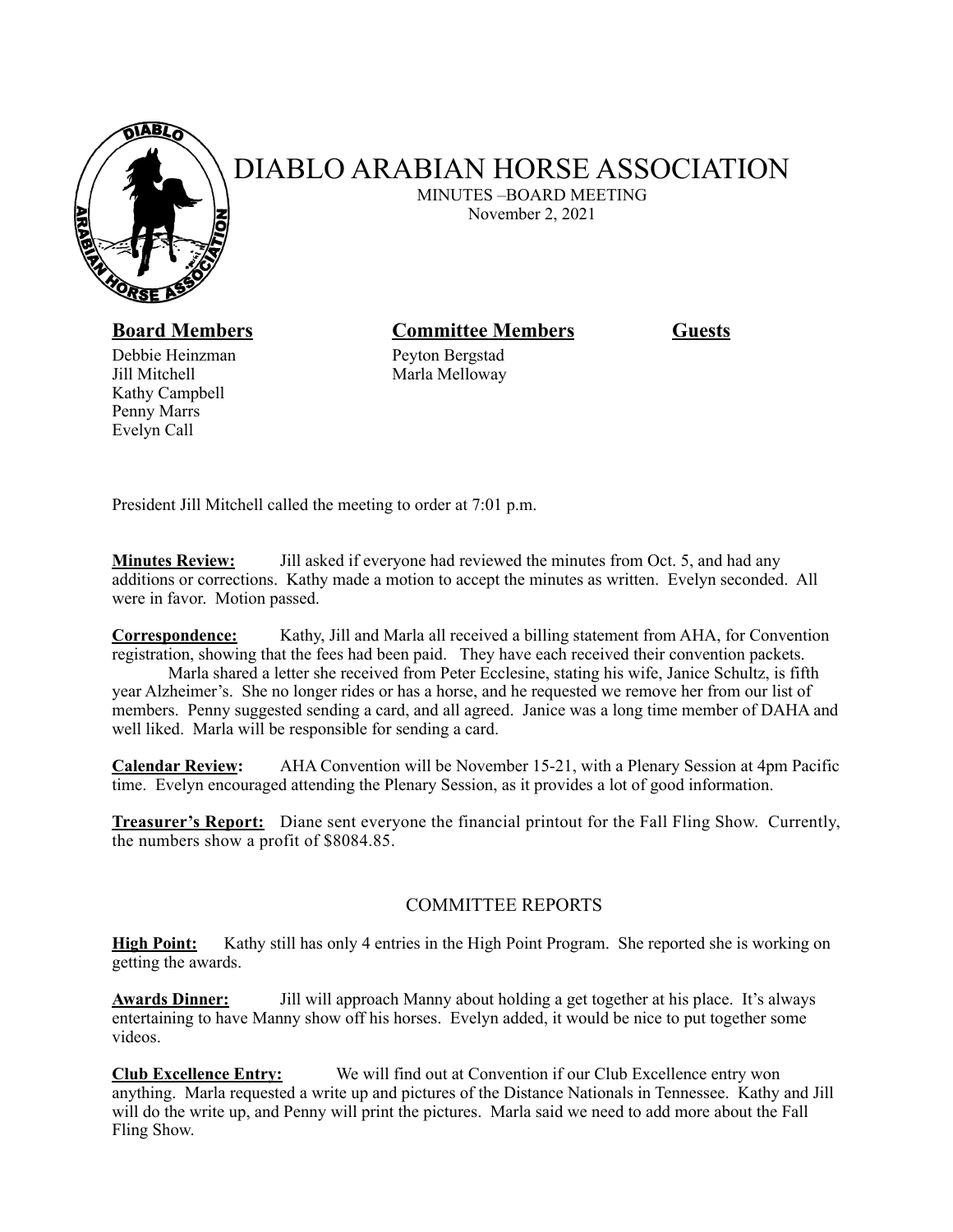# DIABLO ARABIAN HORSE ASSOCIATION

MINUTES –BOARD MEETING
November 2, 2021

| **Board Members** | **Committee Members** | **Guests** |
|---|---|---|
| Debbie Heinzman | Peyton Bergstad | |
| Jill Mitchell | Marla Melloway | |
| Kathy Campbell | | |
| Penny Marrs | | |
| Evelyn Call | | |

President Jill Mitchell called the meeting to order at 7:01 p.m.

**Minutes Review:** Jill asked if everyone had reviewed the minutes from Oct. 5, and had any additions or corrections. Kathy made a motion to accept the minutes as written. Evelyn seconded. All were in favor. Motion passed.

**Correspondence:** Kathy, Jill and Marla all received a billing statement from AHA, for Convention registration, showing that the fees had been paid. They have each received their convention packets.

Marla shared a letter she received from Peter Ecclesine, stating his wife, Janice Schultz, is fifth year Alzheimer's. She no longer rides or has a horse, and he requested we remove her from our list of members. Penny suggested sending a card, and all agreed. Janice was a long time member of DAHA and well liked. Marla will be responsible for sending a card.

**Calendar Review:** AHA Convention will be November 15-21, with a Plenary Session at 4pm Pacific time. Evelyn encouraged attending the Plenary Session, as it provides a lot of good information.

**Treasurer's Report:** Diane sent everyone the financial printout for the Fall Fling Show. Currently, the numbers show a profit of $8084.85.

## COMMITTEE REPORTS

**High Point:** Kathy still has only 4 entries in the High Point Program. She reported she is working on getting the awards.

**Awards Dinner:** Jill will approach Manny about holding a get together at his place. It's always entertaining to have Manny show off his horses. Evelyn added, it would be nice to put together some videos.

**Club Excellence Entry:** We will find out at Convention if our Club Excellence entry won anything. Marla requested a write up and pictures of the Distance Nationals in Tennessee. Kathy and Jill will do the write up, and Penny will print the pictures. Marla said we need to add more about the Fall Fling Show.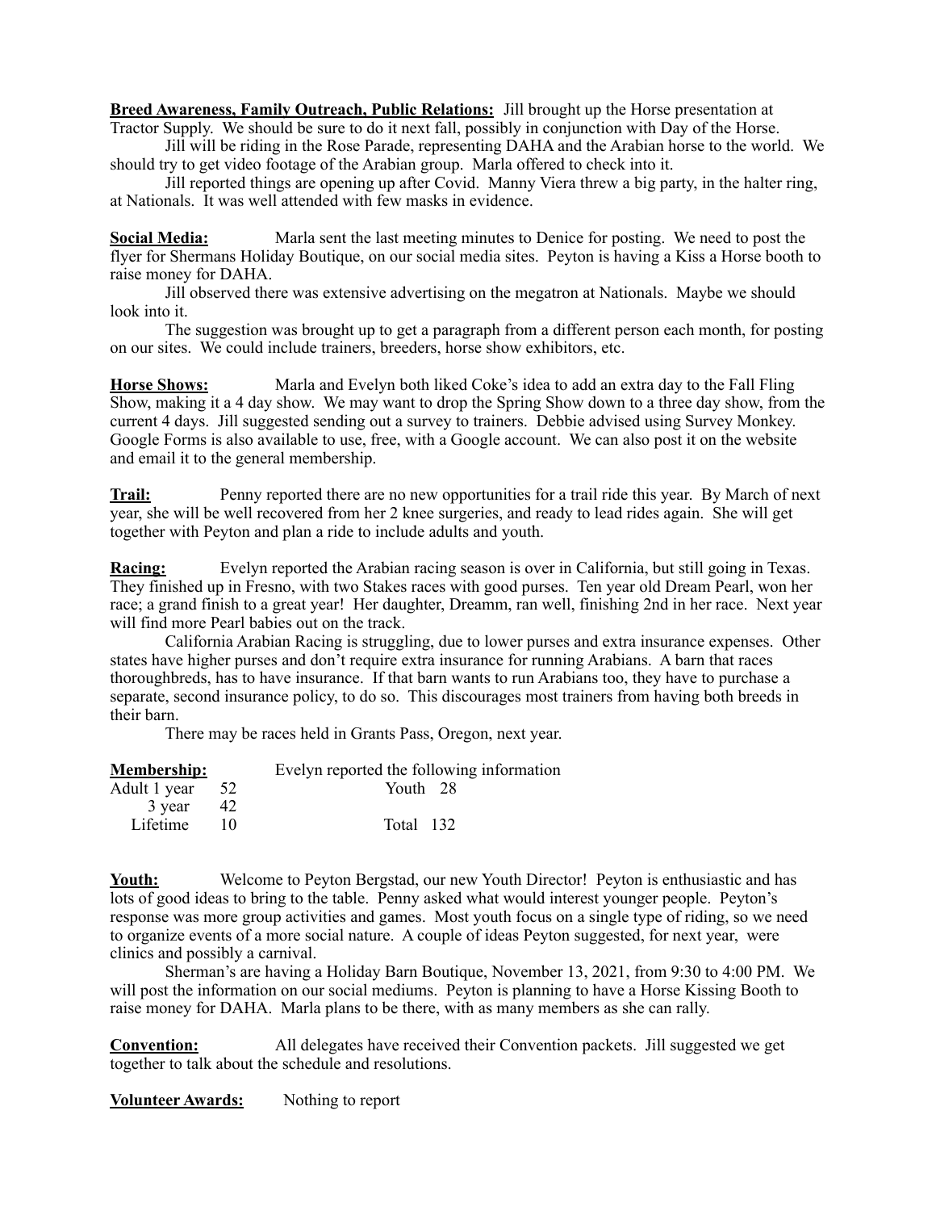**Breed Awareness, Family Outreach, Public Relations:** Jill brought up the Horse presentation at Tractor Supply. We should be sure to do it next fall, possibly in conjunction with Day of the Horse.

Jill will be riding in the Rose Parade, representing DAHA and the Arabian horse to the world. We should try to get video footage of the Arabian group. Marla offered to check into it.

Jill reported things are opening up after Covid. Manny Viera threw a big party, in the halter ring, at Nationals. It was well attended with few masks in evidence.

**Social Media:** Marla sent the last meeting minutes to Denice for posting. We need to post the flyer for Shermans Holiday Boutique, on our social media sites. Peyton is having a Kiss a Horse booth to raise money for DAHA.

Jill observed there was extensive advertising on the megatron at Nationals. Maybe we should look into it.

The suggestion was brought up to get a paragraph from a different person each month, for posting on our sites. We could include trainers, breeders, horse show exhibitors, etc.

**Horse Shows:** Marla and Evelyn both liked Coke's idea to add an extra day to the Fall Fling Show, making it a 4 day show. We may want to drop the Spring Show down to a three day show, from the current 4 days. Jill suggested sending out a survey to trainers. Debbie advised using Survey Monkey. Google Forms is also available to use, free, with a Google account. We can also post it on the website and email it to the general membership.

**Trail:** Penny reported there are no new opportunities for a trail ride this year. By March of next year, she will be well recovered from her 2 knee surgeries, and ready to lead rides again. She will get together with Peyton and plan a ride to include adults and youth.

**Racing:** Evelyn reported the Arabian racing season is over in California, but still going in Texas. They finished up in Fresno, with two Stakes races with good purses. Ten year old Dream Pearl, won her race; a grand finish to a great year! Her daughter, Dreamm, ran well, finishing 2nd in her race. Next year will find more Pearl babies out on the track.

California Arabian Racing is struggling, due to lower purses and extra insurance expenses. Other states have higher purses and don't require extra insurance for running Arabians. A barn that races thoroughbreds, has to have insurance. If that barn wants to run Arabians too, they have to purchase a separate, second insurance policy, to do so. This discourages most trainers from having both breeds in their barn.

There may be races held in Grants Pass, Oregon, next year.

**Membership:** Evelyn reported the following information

| | | | |
|---|---|---|---|
| Adult 1 year | 52 | Youth | 28 |
| 3 year | 42 | | |
| Lifetime | 10 | Total | 132 |

**Youth:** Welcome to Peyton Bergstad, our new Youth Director! Peyton is enthusiastic and has lots of good ideas to bring to the table. Penny asked what would interest younger people. Peyton's response was more group activities and games. Most youth focus on a single type of riding, so we need to organize events of a more social nature. A couple of ideas Peyton suggested, for next year, were clinics and possibly a carnival.

Sherman's are having a Holiday Barn Boutique, November 13, 2021, from 9:30 to 4:00 PM. We will post the information on our social mediums. Peyton is planning to have a Horse Kissing Booth to raise money for DAHA. Marla plans to be there, with as many members as she can rally.

**Convention:** All delegates have received their Convention packets. Jill suggested we get together to talk about the schedule and resolutions.

**Volunteer Awards:** Nothing to report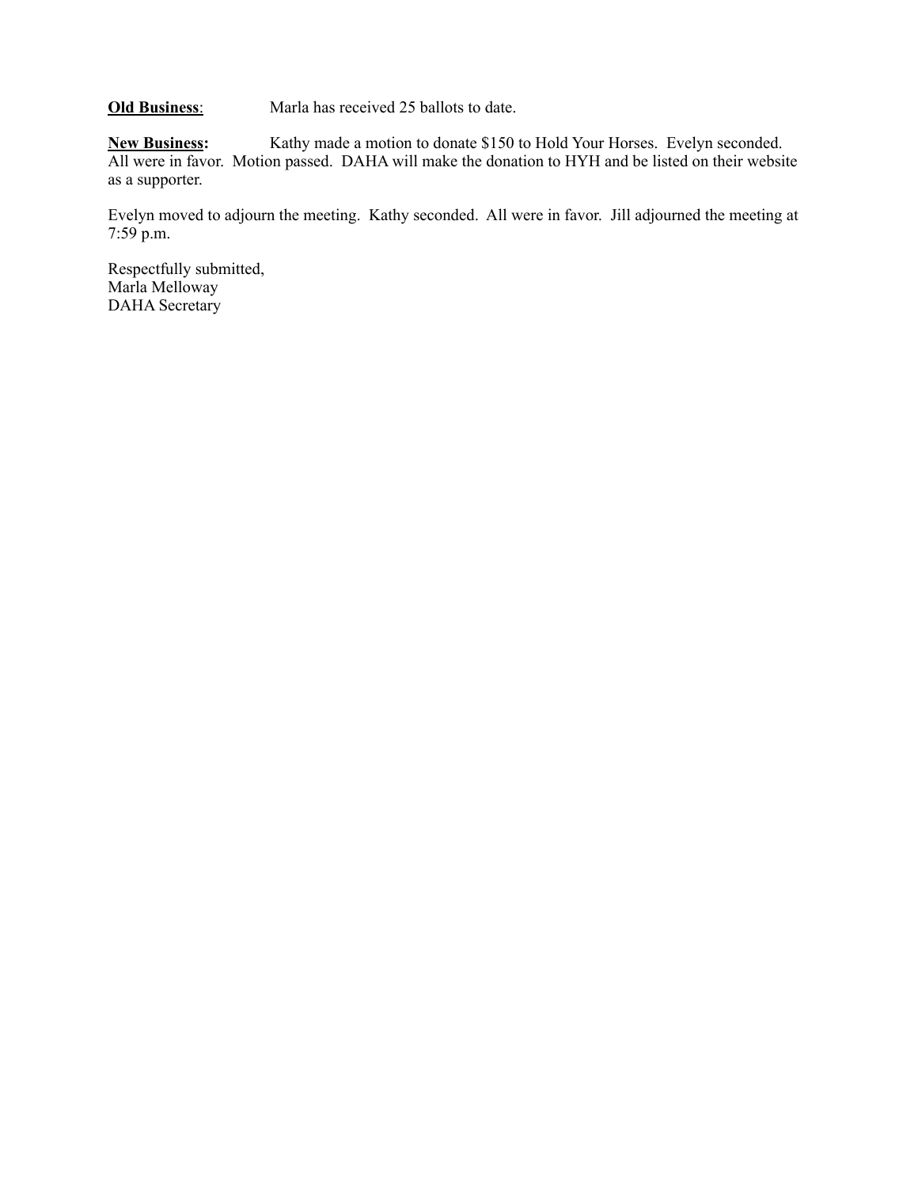**Old Business**: Marla has received 25 ballots to date.

**New Business:** Kathy made a motion to donate $150 to Hold Your Horses. Evelyn seconded. All were in favor. Motion passed. DAHA will make the donation to HYH and be listed on their website as a supporter.

Evelyn moved to adjourn the meeting. Kathy seconded. All were in favor. Jill adjourned the meeting at 7:59 p.m.

Respectfully submitted,
Marla Melloway
DAHA Secretary